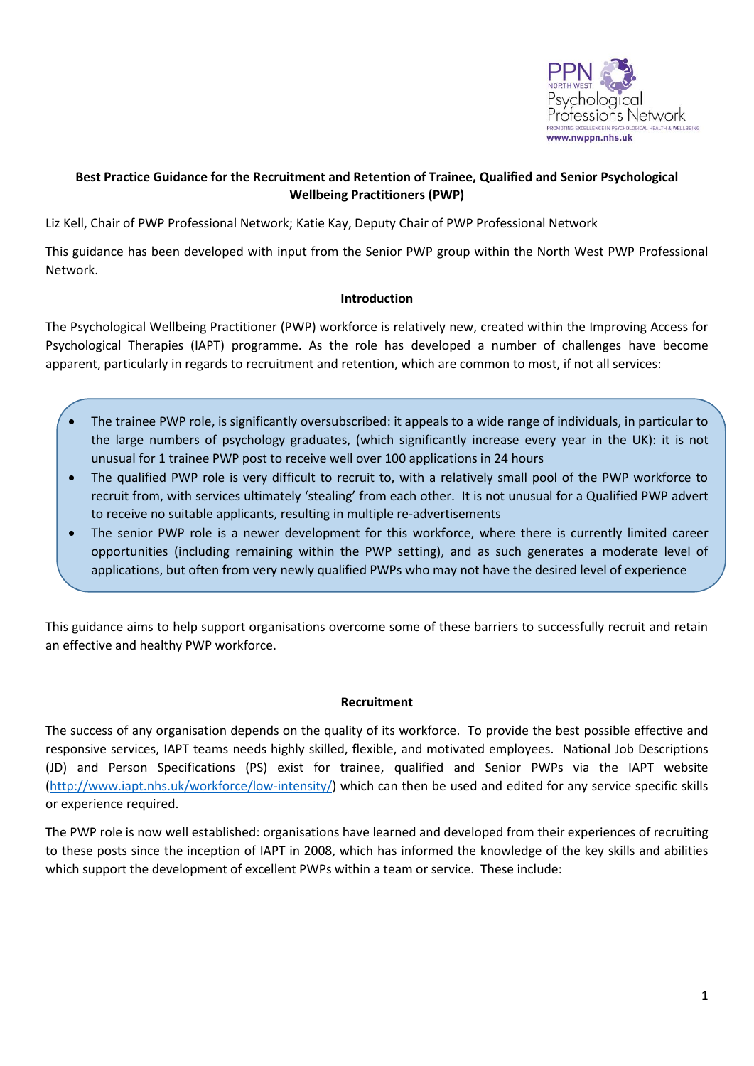**Best Practice Guidance for the Recruitment and Retention of Trainee, Qualified and Senior Psychological Wellbeing Practitioners (PWP)**

Liz Kell, Chair of PWP Professional Network; Katie Kay, Deputy Chair of PWP Professional Network

This guidance has been developed with input from the Senior PWP group within the North West PWP Professional Network.

## Introduction

The Psychological Wellbeing Practitioner (PWP) workforce is relatively new, created within the Improving Access for Psychological Therapies (IAPT) programme. As the role has developed a number of challenges have become apparent, particularly in regards to recruitment and retention, which are common to most, if not all services:

- The trainee PWP role, is significantly oversubscribed: it appeals to a wide range of individuals, in particular to the large numbers of psychology graduates, (which significantly increase every year in the UK): it is not unusual for 1 trainee PWP post to receive well over 100 applications in 24 hours
- The qualified PWP role is very difficult to recruit to, with a relatively small pool of the PWP workforce to recruit from, with services ultimately 'stealing' from each other. It is not unusual for a Qualified PWP advert to receive no suitable applicants, resulting in multiple re-advertisements
- The senior PWP role is a newer development for this workforce, where there is currently limited career opportunities (including remaining within the PWP setting), and as such generates a moderate level of applications, but often from very newly qualified PWPs who may not have the desired level of experience

This guidance aims to help support organisations overcome some of these barriers to successfully recruit and retain an effective and healthy PWP workforce.

## Recruitment

The success of any organisation depends on the quality of its workforce. To provide the best possible effective and responsive services, IAPT teams needs highly skilled, flexible, and motivated employees. National Job Descriptions (JD) and Person Specifications (PS) exist for trainee, qualified and Senior PWPs via the IAPT website (http://www.iapt.nhs.uk/workforce/low-intensity/) which can then be used and edited for any service specific skills or experience required.

The PWP role is now well established: organisations have learned and developed from their experiences of recruiting to these posts since the inception of IAPT in 2008, which has informed the knowledge of the key skills and abilities which support the development of excellent PWPs within a team or service. These include: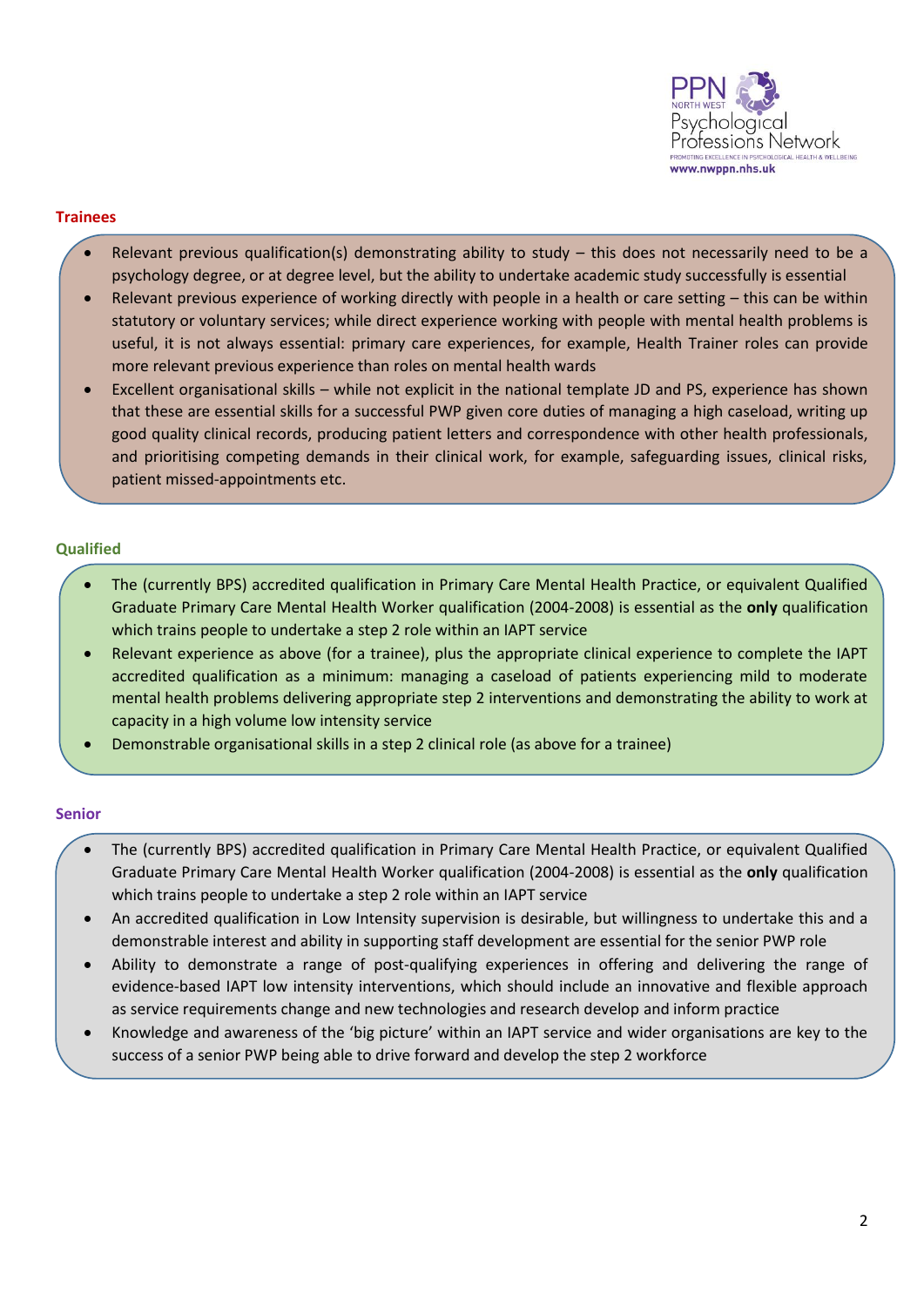## Trainees

- Relevant previous qualification(s) demonstrating ability to study – this does not necessarily need to be a psychology degree, or at degree level, but the ability to undertake academic study successfully is essential
- Relevant previous experience of working directly with people in a health or care setting – this can be within statutory or voluntary services; while direct experience working with people with mental health problems is useful, it is not always essential: primary care experiences, for example, Health Trainer roles can provide more relevant previous experience than roles on mental health wards
- Excellent organisational skills – while not explicit in the national template JD and PS, experience has shown that these are essential skills for a successful PWP given core duties of managing a high caseload, writing up good quality clinical records, producing patient letters and correspondence with other health professionals, and prioritising competing demands in their clinical work, for example, safeguarding issues, clinical risks, patient missed-appointments etc.

## Qualified

- The (currently BPS) accredited qualification in Primary Care Mental Health Practice, or equivalent Qualified Graduate Primary Care Mental Health Worker qualification (2004-2008) is essential as the **only** qualification which trains people to undertake a step 2 role within an IAPT service
- Relevant experience as above (for a trainee), plus the appropriate clinical experience to complete the IAPT accredited qualification as a minimum: managing a caseload of patients experiencing mild to moderate mental health problems delivering appropriate step 2 interventions and demonstrating the ability to work at capacity in a high volume low intensity service
- Demonstrable organisational skills in a step 2 clinical role (as above for a trainee)

## Senior

- The (currently BPS) accredited qualification in Primary Care Mental Health Practice, or equivalent Qualified Graduate Primary Care Mental Health Worker qualification (2004-2008) is essential as the **only** qualification which trains people to undertake a step 2 role within an IAPT service
- An accredited qualification in Low Intensity supervision is desirable, but willingness to undertake this and a demonstrable interest and ability in supporting staff development are essential for the senior PWP role
- Ability to demonstrate a range of post-qualifying experiences in offering and delivering the range of evidence-based IAPT low intensity interventions, which should include an innovative and flexible approach as service requirements change and new technologies and research develop and inform practice
- Knowledge and awareness of the 'big picture' within an IAPT service and wider organisations are key to the success of a senior PWP being able to drive forward and develop the step 2 workforce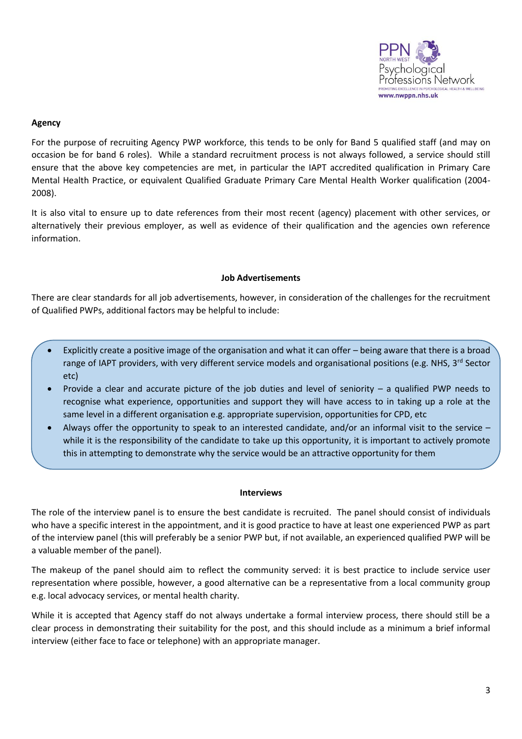**Agency**

For the purpose of recruiting Agency PWP workforce, this tends to be only for Band 5 qualified staff (and may on occasion be for band 6 roles). While a standard recruitment process is not always followed, a service should still ensure that the above key competencies are met, in particular the IAPT accredited qualification in Primary Care Mental Health Practice, or equivalent Qualified Graduate Primary Care Mental Health Worker qualification (2004-2008).

It is also vital to ensure up to date references from their most recent (agency) placement with other services, or alternatively their previous employer, as well as evidence of their qualification and the agencies own reference information.

**Job Advertisements**

There are clear standards for all job advertisements, however, in consideration of the challenges for the recruitment of Qualified PWPs, additional factors may be helpful to include:

- Explicitly create a positive image of the organisation and what it can offer – being aware that there is a broad range of IAPT providers, with very different service models and organisational positions (e.g. NHS, 3rd Sector etc)
- Provide a clear and accurate picture of the job duties and level of seniority – a qualified PWP needs to recognise what experience, opportunities and support they will have access to in taking up a role at the same level in a different organisation e.g. appropriate supervision, opportunities for CPD, etc
- Always offer the opportunity to speak to an interested candidate, and/or an informal visit to the service – while it is the responsibility of the candidate to take up this opportunity, it is important to actively promote this in attempting to demonstrate why the service would be an attractive opportunity for them

**Interviews**

The role of the interview panel is to ensure the best candidate is recruited. The panel should consist of individuals who have a specific interest in the appointment, and it is good practice to have at least one experienced PWP as part of the interview panel (this will preferably be a senior PWP but, if not available, an experienced qualified PWP will be a valuable member of the panel).

The makeup of the panel should aim to reflect the community served: it is best practice to include service user representation where possible, however, a good alternative can be a representative from a local community group e.g. local advocacy services, or mental health charity.

While it is accepted that Agency staff do not always undertake a formal interview process, there should still be a clear process in demonstrating their suitability for the post, and this should include as a minimum a brief informal interview (either face to face or telephone) with an appropriate manager.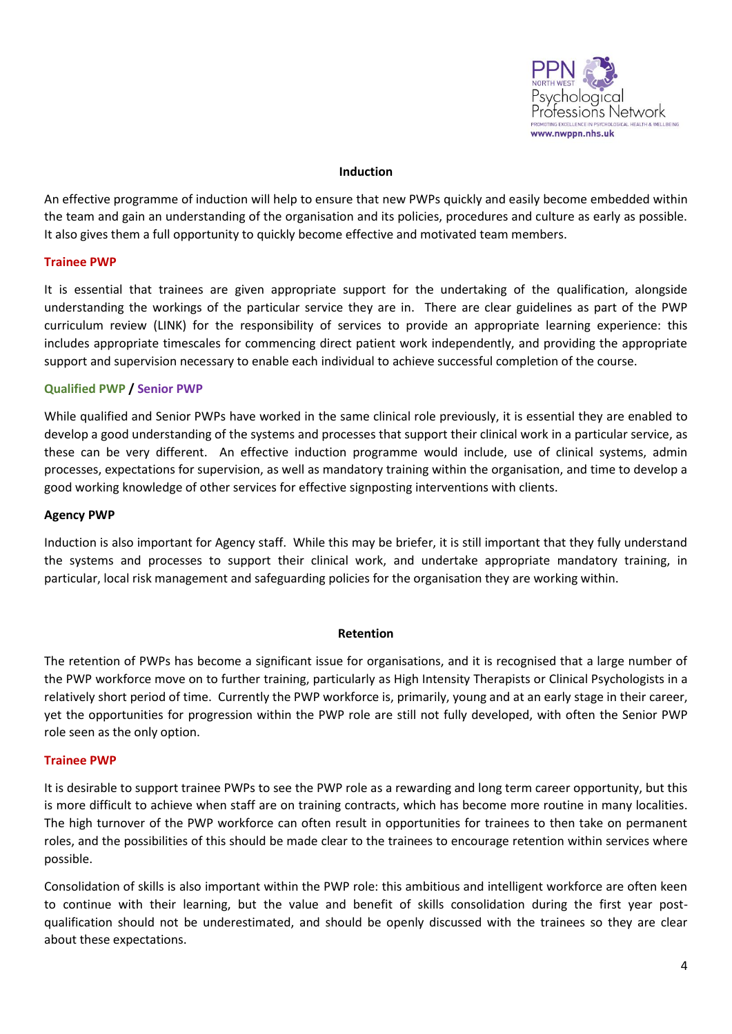## Induction

An effective programme of induction will help to ensure that new PWPs quickly and easily become embedded within the team and gain an understanding of the organisation and its policies, procedures and culture as early as possible. It also gives them a full opportunity to quickly become effective and motivated team members.

### Trainee PWP

It is essential that trainees are given appropriate support for the undertaking of the qualification, alongside understanding the workings of the particular service they are in. There are clear guidelines as part of the PWP curriculum review (LINK) for the responsibility of services to provide an appropriate learning experience: this includes appropriate timescales for commencing direct patient work independently, and providing the appropriate support and supervision necessary to enable each individual to achieve successful completion of the course.

### Qualified PWP / Senior PWP

While qualified and Senior PWPs have worked in the same clinical role previously, it is essential they are enabled to develop a good understanding of the systems and processes that support their clinical work in a particular service, as these can be very different. An effective induction programme would include, use of clinical systems, admin processes, expectations for supervision, as well as mandatory training within the organisation, and time to develop a good working knowledge of other services for effective signposting interventions with clients.

### Agency PWP

Induction is also important for Agency staff. While this may be briefer, it is still important that they fully understand the systems and processes to support their clinical work, and undertake appropriate mandatory training, in particular, local risk management and safeguarding policies for the organisation they are working within.

## Retention

The retention of PWPs has become a significant issue for organisations, and it is recognised that a large number of the PWP workforce move on to further training, particularly as High Intensity Therapists or Clinical Psychologists in a relatively short period of time. Currently the PWP workforce is, primarily, young and at an early stage in their career, yet the opportunities for progression within the PWP role are still not fully developed, with often the Senior PWP role seen as the only option.

### Trainee PWP

It is desirable to support trainee PWPs to see the PWP role as a rewarding and long term career opportunity, but this is more difficult to achieve when staff are on training contracts, which has become more routine in many localities. The high turnover of the PWP workforce can often result in opportunities for trainees to then take on permanent roles, and the possibilities of this should be made clear to the trainees to encourage retention within services where possible.

Consolidation of skills is also important within the PWP role: this ambitious and intelligent workforce are often keen to continue with their learning, but the value and benefit of skills consolidation during the first year post-qualification should not be underestimated, and should be openly discussed with the trainees so they are clear about these expectations.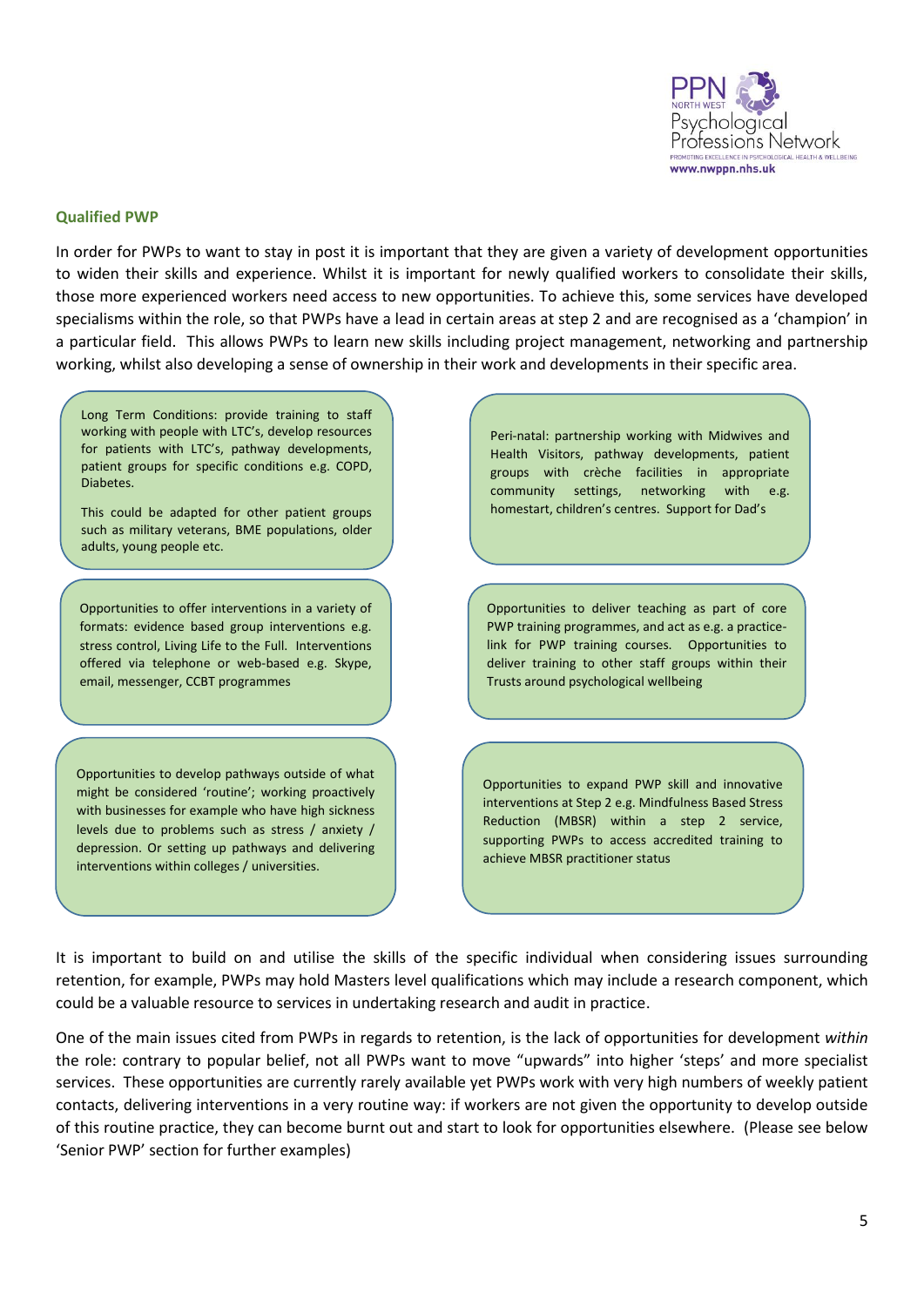### Qualified PWP

In order for PWPs to want to stay in post it is important that they are given a variety of development opportunities to widen their skills and experience. Whilst it is important for newly qualified workers to consolidate their skills, those more experienced workers need access to new opportunities. To achieve this, some services have developed specialisms within the role, so that PWPs have a lead in certain areas at step 2 and are recognised as a 'champion' in a particular field. This allows PWPs to learn new skills including project management, networking and partnership working, whilst also developing a sense of ownership in their work and developments in their specific area.

Long Term Conditions: provide training to staff working with people with LTC's, develop resources for patients with LTC's, pathway developments, patient groups for specific conditions e.g. COPD, Diabetes.

This could be adapted for other patient groups such as military veterans, BME populations, older adults, young people etc.

Peri-natal: partnership working with Midwives and Health Visitors, pathway developments, patient groups with crèche facilities in appropriate community settings, networking with e.g. homestart, children's centres. Support for Dad's

Opportunities to offer interventions in a variety of formats: evidence based group interventions e.g. stress control, Living Life to the Full. Interventions offered via telephone or web-based e.g. Skype, email, messenger, CCBT programmes

Opportunities to deliver teaching as part of core PWP training programmes, and act as e.g. a practice-link for PWP training courses. Opportunities to deliver training to other staff groups within their Trusts around psychological wellbeing

Opportunities to develop pathways outside of what might be considered 'routine'; working proactively with businesses for example who have high sickness levels due to problems such as stress / anxiety / depression. Or setting up pathways and delivering interventions within colleges / universities.

Opportunities to expand PWP skill and innovative interventions at Step 2 e.g. Mindfulness Based Stress Reduction (MBSR) within a step 2 service, supporting PWPs to access accredited training to achieve MBSR practitioner status

It is important to build on and utilise the skills of the specific individual when considering issues surrounding retention, for example, PWPs may hold Masters level qualifications which may include a research component, which could be a valuable resource to services in undertaking research and audit in practice.

One of the main issues cited from PWPs in regards to retention, is the lack of opportunities for development *within* the role: contrary to popular belief, not all PWPs want to move "upwards" into higher 'steps' and more specialist services. These opportunities are currently rarely available yet PWPs work with very high numbers of weekly patient contacts, delivering interventions in a very routine way: if workers are not given the opportunity to develop outside of this routine practice, they can become burnt out and start to look for opportunities elsewhere. (Please see below 'Senior PWP' section for further examples)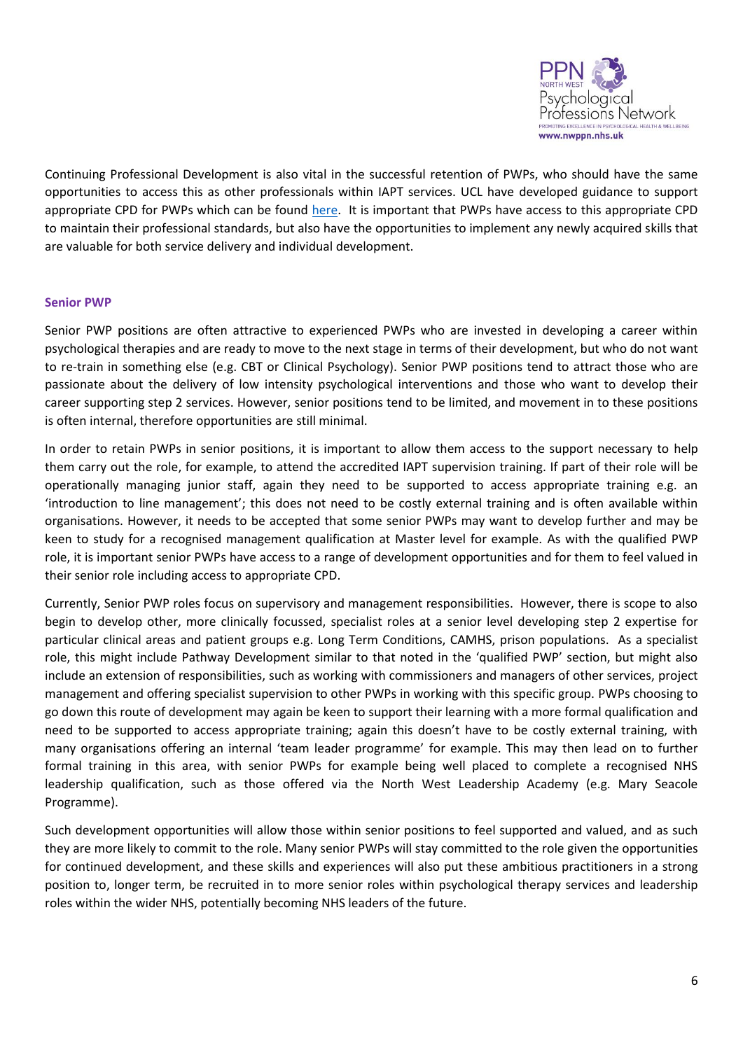Continuing Professional Development is also vital in the successful retention of PWPs, who should have the same opportunities to access this as other professionals within IAPT services. UCL have developed guidance to support appropriate CPD for PWPs which can be found here. It is important that PWPs have access to this appropriate CPD to maintain their professional standards, but also have the opportunities to implement any newly acquired skills that are valuable for both service delivery and individual development.

### Senior PWP

Senior PWP positions are often attractive to experienced PWPs who are invested in developing a career within psychological therapies and are ready to move to the next stage in terms of their development, but who do not want to re-train in something else (e.g. CBT or Clinical Psychology). Senior PWP positions tend to attract those who are passionate about the delivery of low intensity psychological interventions and those who want to develop their career supporting step 2 services. However, senior positions tend to be limited, and movement in to these positions is often internal, therefore opportunities are still minimal.

In order to retain PWPs in senior positions, it is important to allow them access to the support necessary to help them carry out the role, for example, to attend the accredited IAPT supervision training. If part of their role will be operationally managing junior staff, again they need to be supported to access appropriate training e.g. an 'introduction to line management'; this does not need to be costly external training and is often available within organisations. However, it needs to be accepted that some senior PWPs may want to develop further and may be keen to study for a recognised management qualification at Master level for example. As with the qualified PWP role, it is important senior PWPs have access to a range of development opportunities and for them to feel valued in their senior role including access to appropriate CPD.

Currently, Senior PWP roles focus on supervisory and management responsibilities. However, there is scope to also begin to develop other, more clinically focussed, specialist roles at a senior level developing step 2 expertise for particular clinical areas and patient groups e.g. Long Term Conditions, CAMHS, prison populations. As a specialist role, this might include Pathway Development similar to that noted in the 'qualified PWP' section, but might also include an extension of responsibilities, such as working with commissioners and managers of other services, project management and offering specialist supervision to other PWPs in working with this specific group. PWPs choosing to go down this route of development may again be keen to support their learning with a more formal qualification and need to be supported to access appropriate training; again this doesn't have to be costly external training, with many organisations offering an internal 'team leader programme' for example. This may then lead on to further formal training in this area, with senior PWPs for example being well placed to complete a recognised NHS leadership qualification, such as those offered via the North West Leadership Academy (e.g. Mary Seacole Programme).

Such development opportunities will allow those within senior positions to feel supported and valued, and as such they are more likely to commit to the role. Many senior PWPs will stay committed to the role given the opportunities for continued development, and these skills and experiences will also put these ambitious practitioners in a strong position to, longer term, be recruited in to more senior roles within psychological therapy services and leadership roles within the wider NHS, potentially becoming NHS leaders of the future.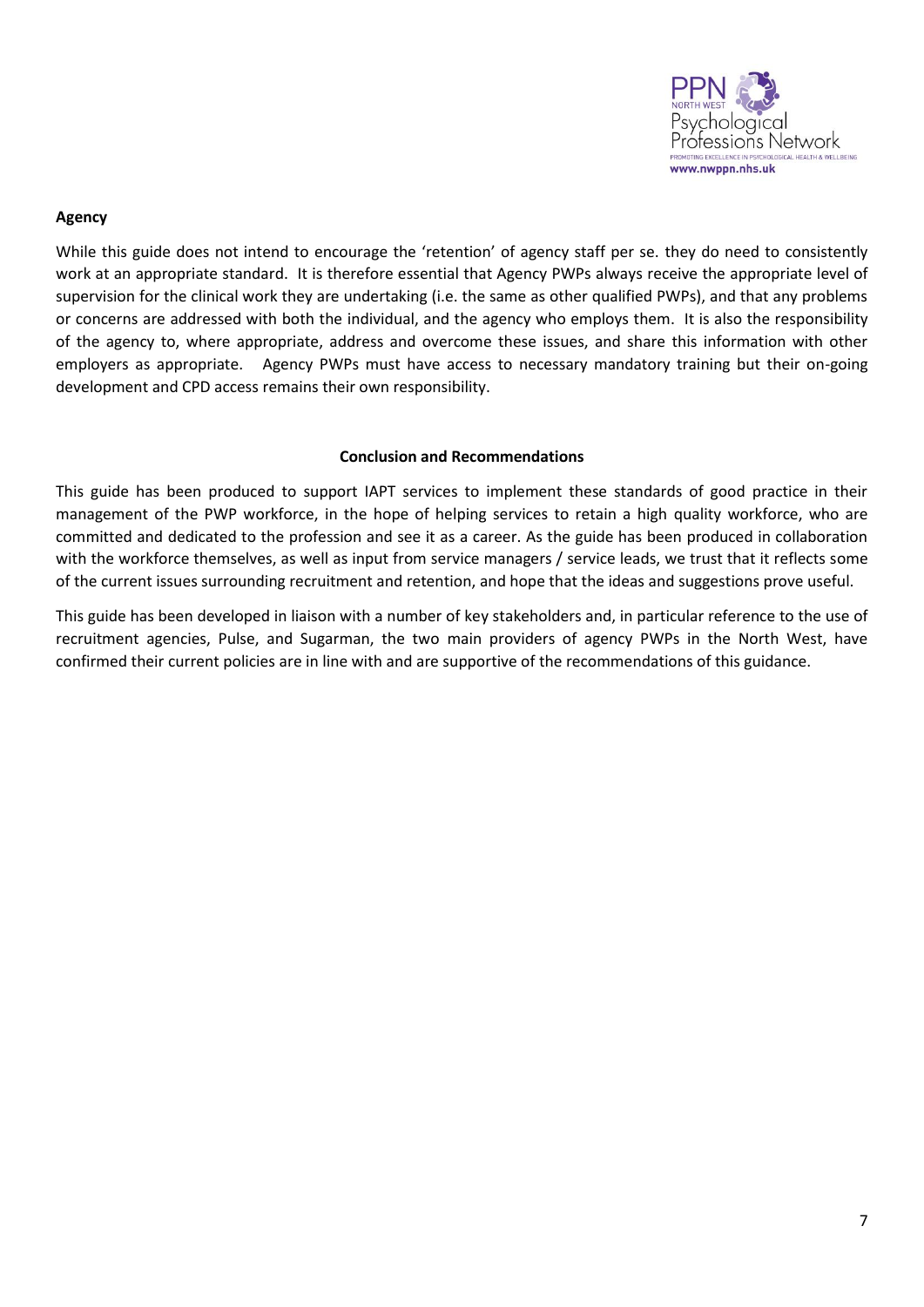**Agency**

While this guide does not intend to encourage the 'retention' of agency staff per se. they do need to consistently work at an appropriate standard. It is therefore essential that Agency PWPs always receive the appropriate level of supervision for the clinical work they are undertaking (i.e. the same as other qualified PWPs), and that any problems or concerns are addressed with both the individual, and the agency who employs them. It is also the responsibility of the agency to, where appropriate, address and overcome these issues, and share this information with other employers as appropriate. Agency PWPs must have access to necessary mandatory training but their on-going development and CPD access remains their own responsibility.

## Conclusion and Recommendations

This guide has been produced to support IAPT services to implement these standards of good practice in their management of the PWP workforce, in the hope of helping services to retain a high quality workforce, who are committed and dedicated to the profession and see it as a career. As the guide has been produced in collaboration with the workforce themselves, as well as input from service managers / service leads, we trust that it reflects some of the current issues surrounding recruitment and retention, and hope that the ideas and suggestions prove useful.

This guide has been developed in liaison with a number of key stakeholders and, in particular reference to the use of recruitment agencies, Pulse, and Sugarman, the two main providers of agency PWPs in the North West, have confirmed their current policies are in line with and are supportive of the recommendations of this guidance.